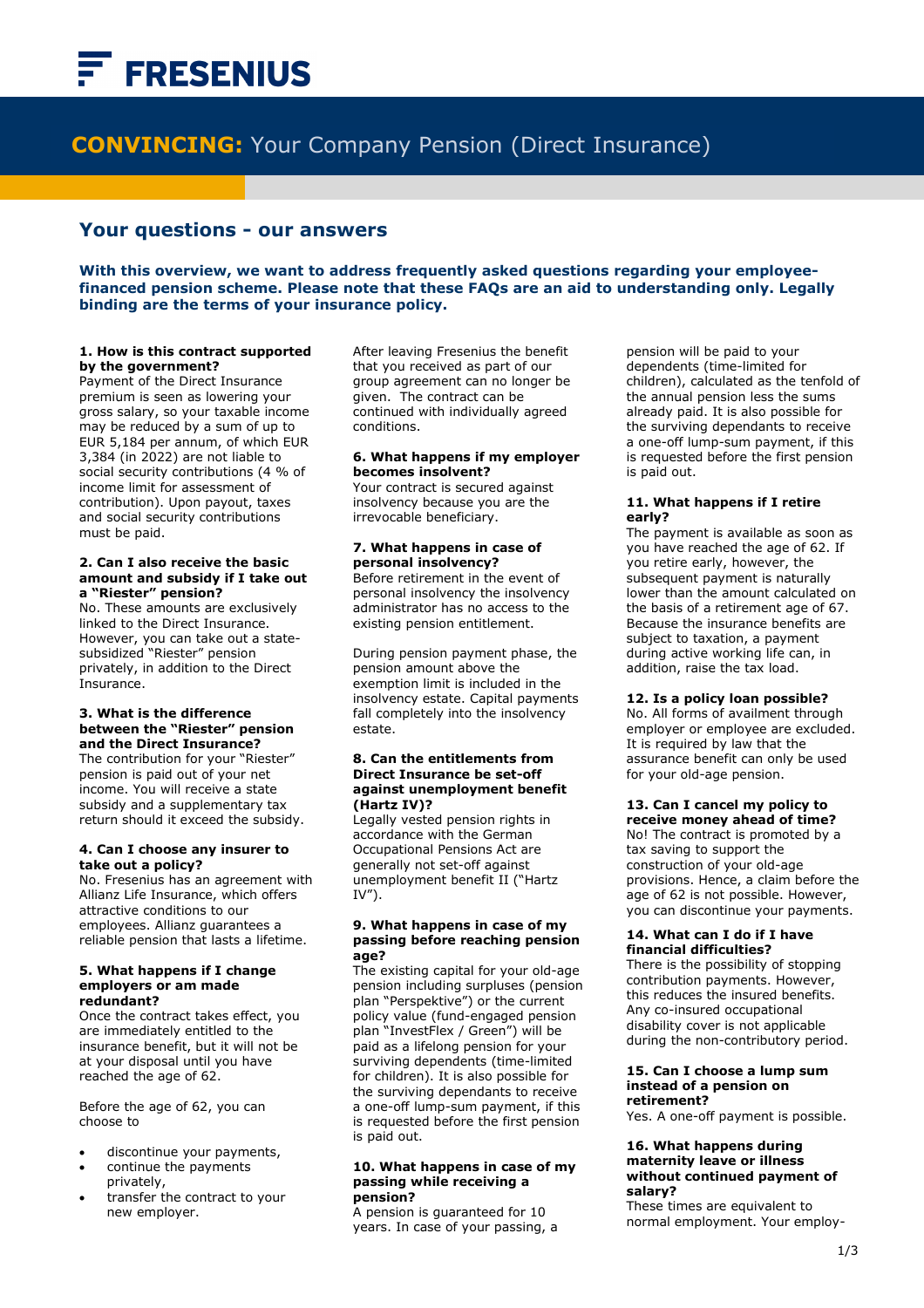FRESENIUS

# **CONVINCING:** Your Company Pension (Direct Insurance)

## Your questions - our answers

**With this overview, we want to address frequently asked questions regarding your employee-financed pension scheme. Please note that these FAQs are an aid to understanding only. Legally binding are the terms of your insurance policy.**

### 1. How is this contract supported by the government?

Payment of the Direct Insurance premium is seen as lowering your gross salary, so your taxable income may be reduced by a sum of up to EUR 5,184 per annum, of which EUR 3,384 (in 2022) are not liable to social security contributions (4 % of income limit for assessment of contribution). Upon payout, taxes and social security contributions must be paid.

### 2. Can I also receive the basic amount and subsidy if I take out a "Riester" pension?

No. These amounts are exclusively linked to the Direct Insurance. However, you can take out a state-subsidized "Riester" pension privately, in addition to the Direct Insurance.

### 3. What is the difference between the "Riester" pension and the Direct Insurance?

The contribution for your "Riester" pension is paid out of your net income. You will receive a state subsidy and a supplementary tax return should it exceed the subsidy.

### 4. Can I choose any insurer to take out a policy?

No. Fresenius has an agreement with Allianz Life Insurance, which offers attractive conditions to our employees. Allianz guarantees a reliable pension that lasts a lifetime.

### 5. What happens if I change employers or am made redundant?

Once the contract takes effect, you are immediately entitled to the insurance benefit, but it will not be at your disposal until you have reached the age of 62.

Before the age of 62, you can choose to

- discontinue your payments,
- continue the payments privately,
- transfer the contract to your new employer.

After leaving Fresenius the benefit that you received as part of our group agreement can no longer be given. The contract can be continued with individually agreed conditions.

### 6. What happens if my employer becomes insolvent?

Your contract is secured against insolvency because you are the irrevocable beneficiary.

### 7. What happens in case of personal insolvency?

Before retirement in the event of personal insolvency the insolvency administrator has no access to the existing pension entitlement.

During pension payment phase, the pension amount above the exemption limit is included in the insolvency estate. Capital payments fall completely into the insolvency estate.

### 8. Can the entitlements from Direct Insurance be set-off against unemployment benefit (Hartz IV)?

Legally vested pension rights in accordance with the German Occupational Pensions Act are generally not set-off against unemployment benefit II ("Hartz IV").

### 9. What happens in case of my passing before reaching pension age?

The existing capital for your old-age pension including surpluses (pension plan "Perspektive") or the current policy value (fund-engaged pension plan "InvestFlex / Green") will be paid as a lifelong pension for your surviving dependents (time-limited for children). It is also possible for the surviving dependants to receive a one-off lump-sum payment, if this is requested before the first pension is paid out.

### 10. What happens in case of my passing while receiving a pension?

A pension is guaranteed for 10 years. In case of your passing, a pension will be paid to your dependents (time-limited for children), calculated as the tenfold of the annual pension less the sums already paid. It is also possible for the surviving dependants to receive a one-off lump-sum payment, if this is requested before the first pension is paid out.

### 11. What happens if I retire early?

The payment is available as soon as you have reached the age of 62. If you retire early, however, the subsequent payment is naturally lower than the amount calculated on the basis of a retirement age of 67. Because the insurance benefits are subject to taxation, a payment during active working life can, in addition, raise the tax load.

### 12. Is a policy loan possible?

No. All forms of availment through employer or employee are excluded. It is required by law that the assurance benefit can only be used for your old-age pension.

### 13. Can I cancel my policy to receive money ahead of time?

No! The contract is promoted by a tax saving to support the construction of your old-age provisions. Hence, a claim before the age of 62 is not possible. However, you can discontinue your payments.

### 14. What can I do if I have financial difficulties?

There is the possibility of stopping contribution payments. However, this reduces the insured benefits. Any co-insured occupational disability cover is not applicable during the non-contributory period.

### 15. Can I choose a lump sum instead of a pension on retirement?

Yes. A one-off payment is possible.

### 16. What happens during maternity leave or illness without continued payment of salary?

These times are equivalent to normal employment. Your employ-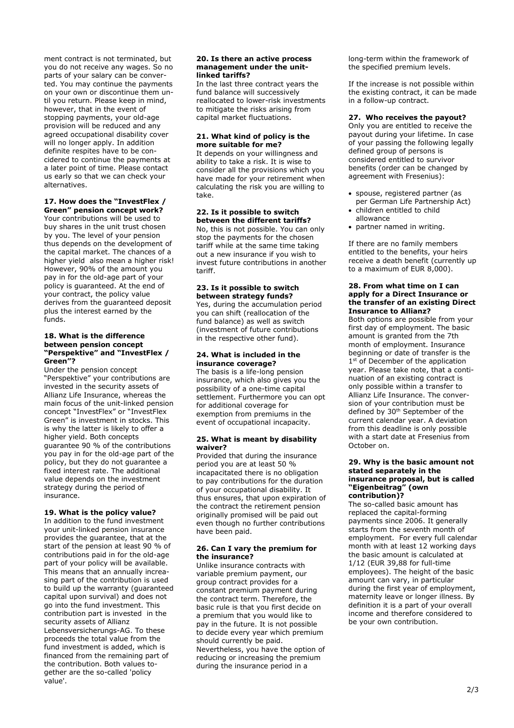ment contract is not terminated, but you do not receive any wages. So no parts of your salary can be converted. You may continue the payments on your own or discontinue them until you return. Please keep in mind, however, that in the event of stopping payments, your old-age provision will be reduced and any agreed occupational disability cover will no longer apply. In addition definite respites have to be concidered to continue the payments at a later point of time. Please contact us early so that we can check your alternatives.

**17. How does the "InvestFlex / Green" pension concept work?**

Your contributions will be used to buy shares in the unit trust chosen by you. The level of your pension thus depends on the development of the capital market. The chances of a higher yield also mean a higher risk! However, 90% of the amount you pay in for the old-age part of your policy is guaranteed. At the end of your contract, the policy value derives from the guaranteed deposit plus the interest earned by the funds.

**18. What is the difference between pension concept "Perspektive" and "InvestFlex / Green"?**

Under the pension concept "Perspektive" your contributions are invested in the security assets of Allianz Life Insurance, whereas the main focus of the unit-linked pension concept "InvestFlex" or "InvestFlex Green" is investment in stocks. This is why the latter is likely to offer a higher yield. Both concepts guarantee 90 % of the contributions you pay in for the old-age part of the policy, but they do not guarantee a fixed interest rate. The additional value depends on the investment strategy during the period of insurance.

**19. What is the policy value?**

In addition to the fund investment your unit-linked pension insurance provides the guarantee, that at the start of the pension at least 90 % of contributions paid in for the old-age part of your policy will be available. This means that an annually increasing part of the contribution is used to build up the warranty (guaranteed capital upon survival) and does not go into the fund investment. This contribution part is invested in the security assets of Allianz Lebensversicherungs-AG. To these proceeds the total value from the fund investment is added, which is financed from the remaining part of the contribution. Both values together are the so-called 'policy value'.

**20. Is there an active process management under the unit-linked tariffs?**

In the last three contract years the fund balance will successively reallocated to lower-risk investments to mitigate the risks arising from capital market fluctuations.

**21. What kind of policy is the more suitable for me?**

It depends on your willingness and ability to take a risk. It is wise to consider all the provisions which you have made for your retirement when calculating the risk you are willing to take.

**22. Is it possible to switch between the different tariffs?**

No, this is not possible. You can only stop the payments for the chosen tariff while at the same time taking out a new insurance if you wish to invest future contributions in another tariff.

**23. Is it possible to switch between strategy funds?**

Yes, during the accumulation period you can shift (reallocation of the fund balance) as well as switch (investment of future contributions in the respective other fund).

**24. What is included in the insurance coverage?**

The basis is a life-long pension insurance, which also gives you the possibility of a one-time capital settlement. Furthermore you can opt for additional coverage for exemption from premiums in the event of occupational incapacity.

**25. What is meant by disability waiver?**

Provided that during the insurance period you are at least 50 % incapacitated there is no obligation to pay contributions for the duration of your occupational disability. It thus ensures, that upon expiration of the contract the retirement pension originally promised will be paid out even though no further contributions have been paid.

**26. Can I vary the premium for the insurance?**

Unlike insurance contracts with variable premium payment, our group contract provides for a constant premium payment during the contract term. Therefore, the basic rule is that you first decide on a premium that you would like to pay in the future. It is not possible to decide every year which premium should currently be paid. Nevertheless, you have the option of reducing or increasing the premium during the insurance period in a long-term within the framework of the specified premium levels.

If the increase is not possible within the existing contract, it can be made in a follow-up contract.

**27. Who receives the payout?**

Only you are entitled to receive the payout during your lifetime. In case of your passing the following legally defined group of persons is considered entitled to survivor benefits (order can be changed by agreement with Fresenius):

- spouse, registered partner (as per German Life Partnership Act)
- children entitled to child allowance
- partner named in writing.

If there are no family members entitled to the benefits, your heirs receive a death benefit (currently up to a maximum of EUR 8,000).

**28. From what time on I can apply for a Direct Insurance or the transfer of an existing Direct Insurance to Allianz?**

Both options are possible from your first day of employment. The basic amount is granted from the 7th month of employment. Insurance beginning or date of transfer is the 1st of December of the application year. Please take note, that a continuation of an existing contract is only possible within a transfer to Allianz Life Insurance. The conversion of your contribution must be defined by 30th September of the current calendar year. A deviation from this deadline is only possible with a start date at Fresenius from October on.

**29. Why is the basic amount not stated separately in the insurance proposal, but is called "Eigenbeitrag" (own contribution)?**

The so-called basic amount has replaced the capital-forming payments since 2006. It generally starts from the seventh month of employment. For every full calendar month with at least 12 working days the basic amount is calculated at 1/12 (EUR 39,88 for full-time employees). The height of the basic amount can vary, in particular during the first year of employment, maternity leave or longer illness. By definition it is a part of your overall income and therefore considered to be your own contribution.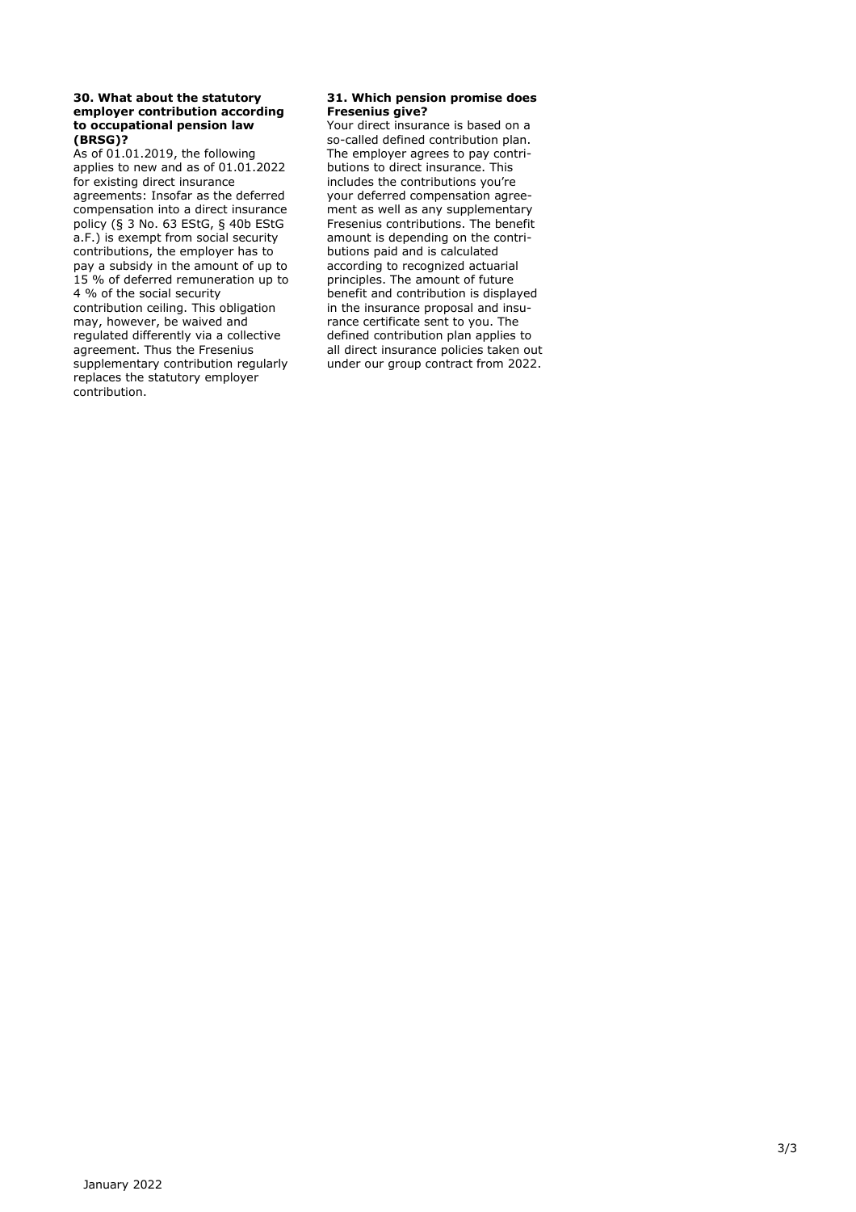### 30. What about the statutory employer contribution according to occupational pension law (BRSG)?

As of 01.01.2019, the following applies to new and as of 01.01.2022 for existing direct insurance agreements: Insofar as the deferred compensation into a direct insurance policy (§ 3 No. 63 EStG, § 40b EStG a.F.) is exempt from social security contributions, the employer has to pay a subsidy in the amount of up to 15 % of deferred remuneration up to 4 % of the social security contribution ceiling. This obligation may, however, be waived and regulated differently via a collective agreement. Thus the Fresenius supplementary contribution regularly replaces the statutory employer contribution.

### 31. Which pension promise does Fresenius give?

Your direct insurance is based on a so-called defined contribution plan. The employer agrees to pay contributions to direct insurance. This includes the contributions you're your deferred compensation agreement as well as any supplementary Fresenius contributions. The benefit amount is depending on the contributions paid and is calculated according to recognized actuarial principles. The amount of future benefit and contribution is displayed in the insurance proposal and insurance certificate sent to you. The defined contribution plan applies to all direct insurance policies taken out under our group contract from 2022.

January 2022